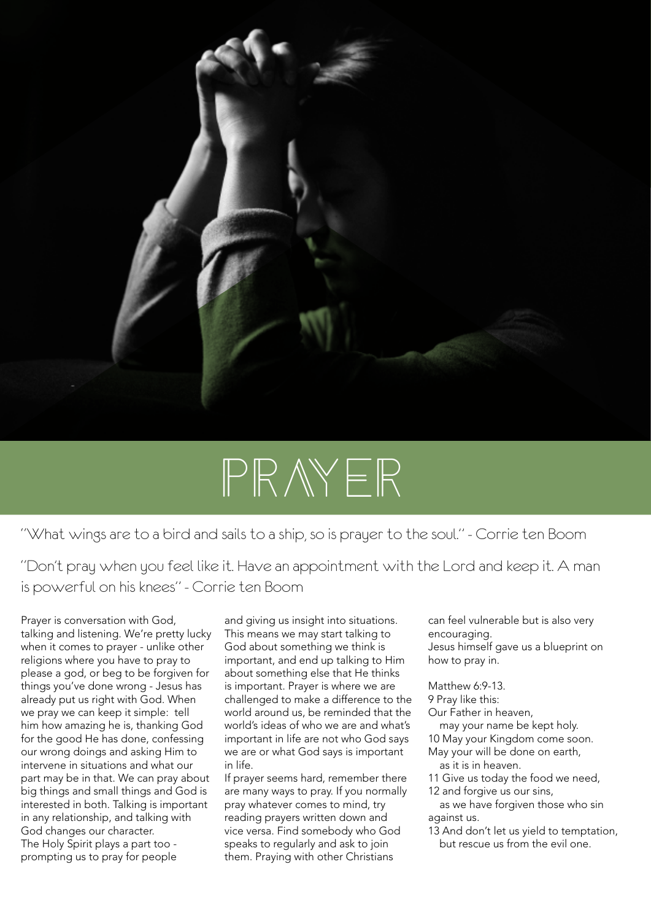# PRAYER

"What wings are to a bird and sails to a ship, so is prayer to the soul." - Corrie ten Boom

"Don't pray when you feel like it. Have an appointment with the Lord and keep it. A man is powerful on his knees" - Corrie ten Boom

Prayer is conversation with God, talking and listening. We're pretty lucky when it comes to prayer - unlike other religions where you have to pray to please a god, or beg to be forgiven for things you've done wrong - Jesus has already put us right with God. When we pray we can keep it simple: tell him how amazing he is, thanking God for the good He has done, confessing our wrong doings and asking Him to intervene in situations and what our part may be in that. We can pray about big things and small things and God is interested in both. Talking is important in any relationship, and talking with God changes our character.
The Holy Spirit plays a part too - prompting us to pray for people and giving us insight into situations. This means we may start talking to God about something we think is important, and end up talking to Him about something else that He thinks is important. Prayer is where we are challenged to make a difference to the world around us, be reminded that the world's ideas of who we are and what's important in life are not who God says we are or what God says is important in life.
If prayer seems hard, remember there are many ways to pray. If you normally pray whatever comes to mind, try reading prayers written down and vice versa. Find somebody who God speaks to regularly and ask to join them. Praying with other Christians can feel vulnerable but is also very encouraging.
Jesus himself gave us a blueprint on how to pray in.

Matthew 6:9-13.
9 Pray like this:
Our Father in heaven,
 may your name be kept holy.
10 May your Kingdom come soon.
May your will be done on earth,
 as it is in heaven.
11 Give us today the food we need,
12 and forgive us our sins,
 as we have forgiven those who sin against us.
13 And don't let us yield to temptation,
 but rescue us from the evil one.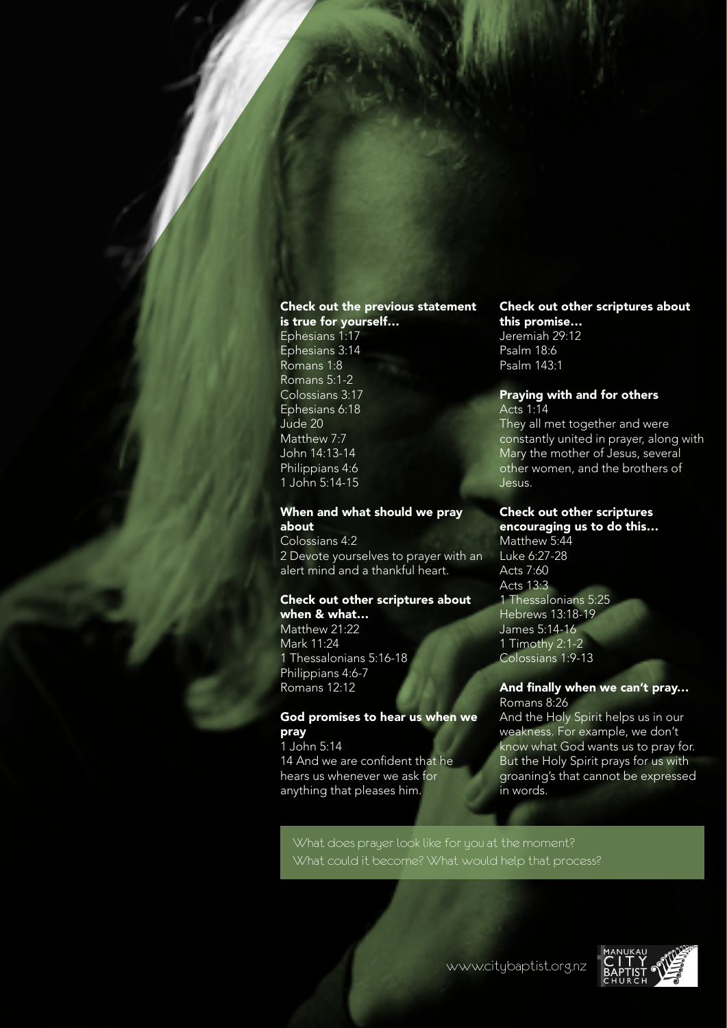### Check out the previous statement is true for yourself…

Ephesians 1:17
Ephesians 3:14
Romans 1:8
Romans 5:1-2
Colossians 3:17
Ephesians 6:18
Jude 20
Matthew 7:7
John 14:13-14
Philippians 4:6
1 John 5:14-15

### When and what should we pray about

Colossians 4:2
2 Devote yourselves to prayer with an alert mind and a thankful heart.

### Check out other scriptures about when & what…

Matthew 21:22
Mark 11:24
1 Thessalonians 5:16-18
Philippians 4:6-7
Romans 12:12

### God promises to hear us when we pray

1 John 5:14
14 And we are confident that he hears us whenever we ask for anything that pleases him.

### Check out other scriptures about this promise…

Jeremiah 29:12
Psalm 18:6
Psalm 143:1

### Praying with and for others

Acts 1:14
They all met together and were constantly united in prayer, along with Mary the mother of Jesus, several other women, and the brothers of Jesus.

### Check out other scriptures encouraging us to do this…

Matthew 5:44
Luke 6:27-28
Acts 7:60
Acts 13:3
1 Thessalonians 5:25
Hebrews 13:18-19
James 5:14-16
1 Timothy 2:1-2
Colossians 1:9-13

### And finally when we can't pray…

Romans 8:26
And the Holy Spirit helps us in our weakness. For example, we don't know what God wants us to pray for. But the Holy Spirit prays for us with groaning's that cannot be expressed in words.

What does prayer look like for you at the moment?
What could it become? What would help that process?

www.citybaptist.org.nz

MANUKAU CITY BAPTIST CHURCH